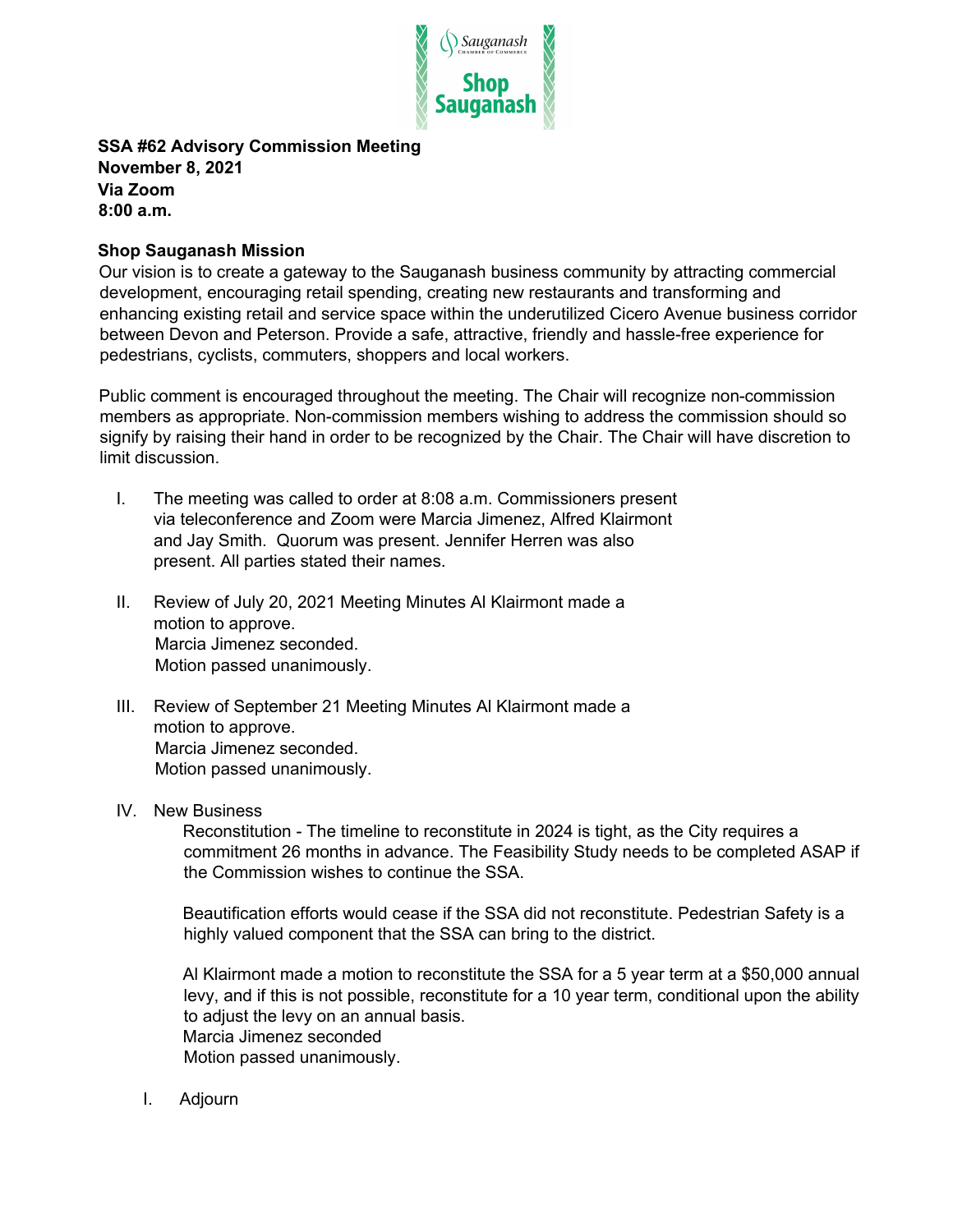Sauganash Chamber of Commerce
Shop Sauganash

**SSA #62 Advisory Commission Meeting**
**November 8, 2021**
**Via Zoom**
**8:00 a.m.**

**Shop Sauganash Mission**

Our vision is to create a gateway to the Sauganash business community by attracting commercial development, encouraging retail spending, creating new restaurants and transforming and enhancing existing retail and service space within the underutilized Cicero Avenue business corridor between Devon and Peterson. Provide a safe, attractive, friendly and hassle-free experience for pedestrians, cyclists, commuters, shoppers and local workers.

Public comment is encouraged throughout the meeting. The Chair will recognize non-commission members as appropriate. Non-commission members wishing to address the commission should so signify by raising their hand in order to be recognized by the Chair. The Chair will have discretion to limit discussion.

I. The meeting was called to order at 8:08 a.m. Commissioners present via teleconference and Zoom were Marcia Jimenez, Alfred Klairmont and Jay Smith. Quorum was present. Jennifer Herren was also present. All parties stated their names.

II. Review of July 20, 2021 Meeting Minutes Al Klairmont made a motion to approve.
Marcia Jimenez seconded.
Motion passed unanimously.

III. Review of September 21 Meeting Minutes Al Klairmont made a motion to approve.
Marcia Jimenez seconded.
Motion passed unanimously.

IV. New Business

Reconstitution - The timeline to reconstitute in 2024 is tight, as the City requires a commitment 26 months in advance. The Feasibility Study needs to be completed ASAP if the Commission wishes to continue the SSA.

Beautification efforts would cease if the SSA did not reconstitute. Pedestrian Safety is a highly valued component that the SSA can bring to the district.

Al Klairmont made a motion to reconstitute the SSA for a 5 year term at a $50,000 annual levy, and if this is not possible, reconstitute for a 10 year term, conditional upon the ability to adjust the levy on an annual basis.
Marcia Jimenez seconded
Motion passed unanimously.

I. Adjourn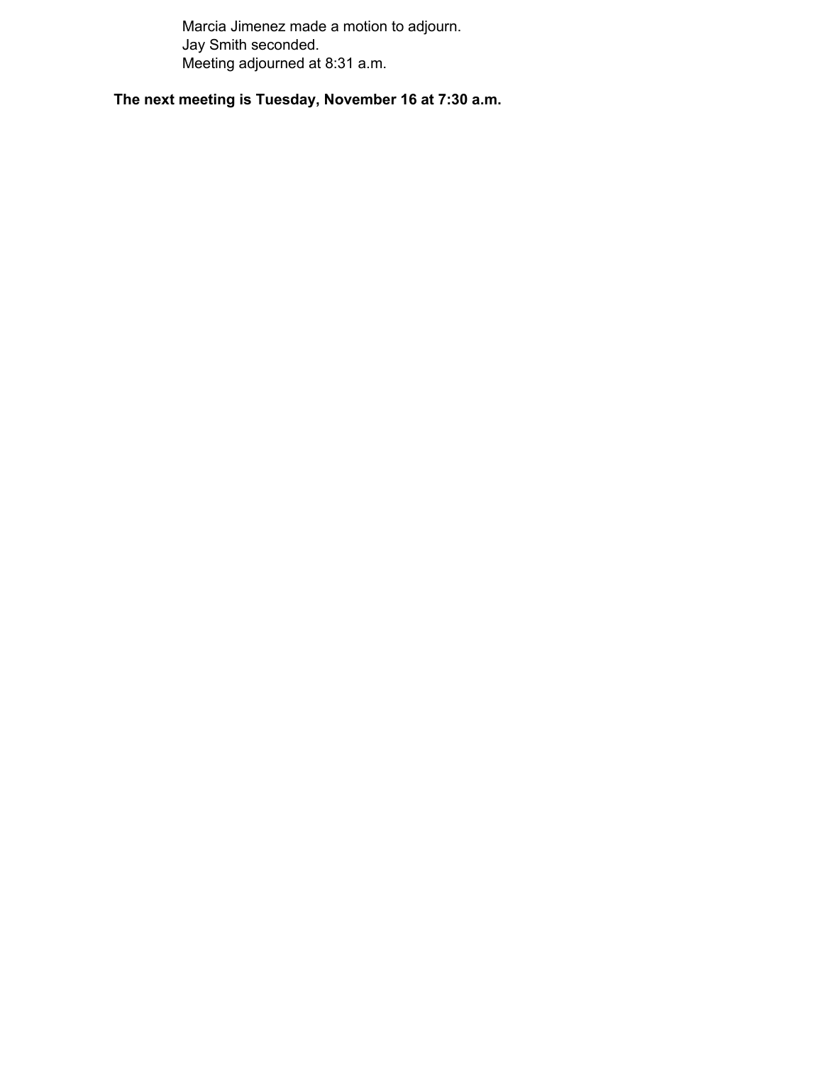Marcia Jimenez made a motion to adjourn.
Jay Smith seconded.
Meeting adjourned at 8:31 a.m.

**The next meeting is Tuesday, November 16 at 7:30 a.m.**